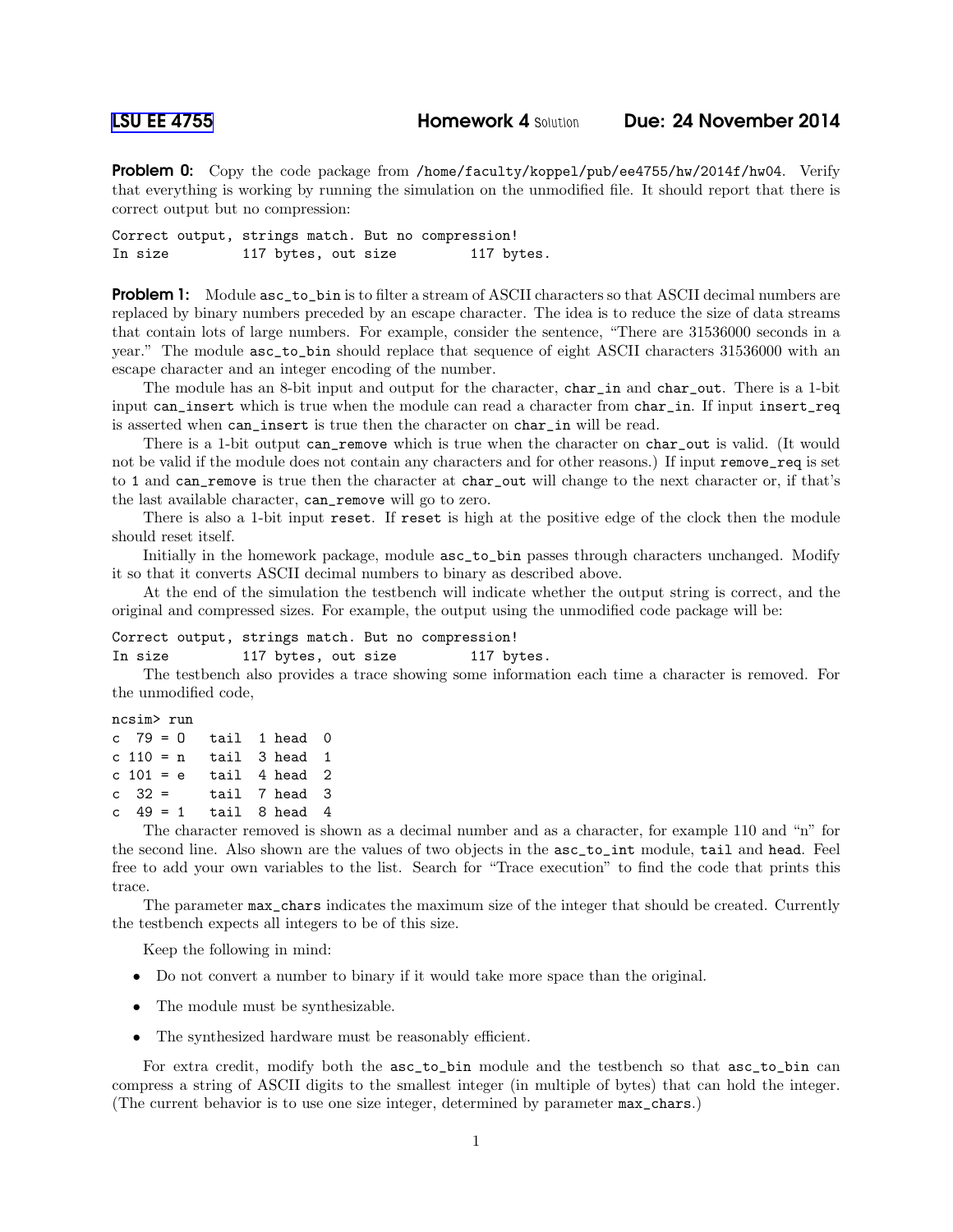[LSU EE 4755] **Homework 4** Solution **Due: 24 November 2014**

**Problem 0:** Copy the code package from /home/faculty/koppel/pub/ee4755/hw/2014f/hw04. Verify that everything is working by running the simulation on the unmodified file. It should report that there is correct output but no compression:

```
Correct output, strings match. But no compression!
In size         117 bytes, out size          117 bytes.
```

**Problem 1:** Module asc_to_bin is to filter a stream of ASCII characters so that ASCII decimal numbers are replaced by binary numbers preceded by an escape character. The idea is to reduce the size of data streams that contain lots of large numbers. For example, consider the sentence, "There are 31536000 seconds in a year." The module asc_to_bin should replace that sequence of eight ASCII characters 31536000 with an escape character and an integer encoding of the number.

The module has an 8-bit input and output for the character, char_in and char_out. There is a 1-bit input can_insert which is true when the module can read a character from char_in. If input insert_req is asserted when can_insert is true then the character on char_in will be read.

There is a 1-bit output can_remove which is true when the character on char_out is valid. (It would not be valid if the module does not contain any characters and for other reasons.) If input remove_req is set to 1 and can_remove is true then the character at char_out will change to the next character or, if that's the last available character, can_remove will go to zero.

There is also a 1-bit input reset. If reset is high at the positive edge of the clock then the module should reset itself.

Initially in the homework package, module asc_to_bin passes through characters unchanged. Modify it so that it converts ASCII decimal numbers to binary as described above.

At the end of the simulation the testbench will indicate whether the output string is correct, and the original and compressed sizes. For example, the output using the unmodified code package will be:

```
Correct output, strings match. But no compression!
In size         117 bytes, out size          117 bytes.
```

The testbench also provides a trace showing some information each time a character is removed. For the unmodified code,

```
ncsim> run
c  79 = O   tail  1 head  0
c 110 = n   tail  3 head  1
c 101 = e   tail  4 head  2
c  32 =     tail  7 head  3
c  49 = 1   tail  8 head  4
```

The character removed is shown as a decimal number and as a character, for example 110 and "n" for the second line. Also shown are the values of two objects in the asc_to_int module, tail and head. Feel free to add your own variables to the list. Search for "Trace execution" to find the code that prints this trace.

The parameter max_chars indicates the maximum size of the integer that should be created. Currently the testbench expects all integers to be of this size.

Keep the following in mind:

- Do not convert a number to binary if it would take more space than the original.
- The module must be synthesizable.
- The synthesized hardware must be reasonably efficient.

For extra credit, modify both the asc_to_bin module and the testbench so that asc_to_bin can compress a string of ASCII digits to the smallest integer (in multiple of bytes) that can hold the integer. (The current behavior is to use one size integer, determined by parameter max_chars.)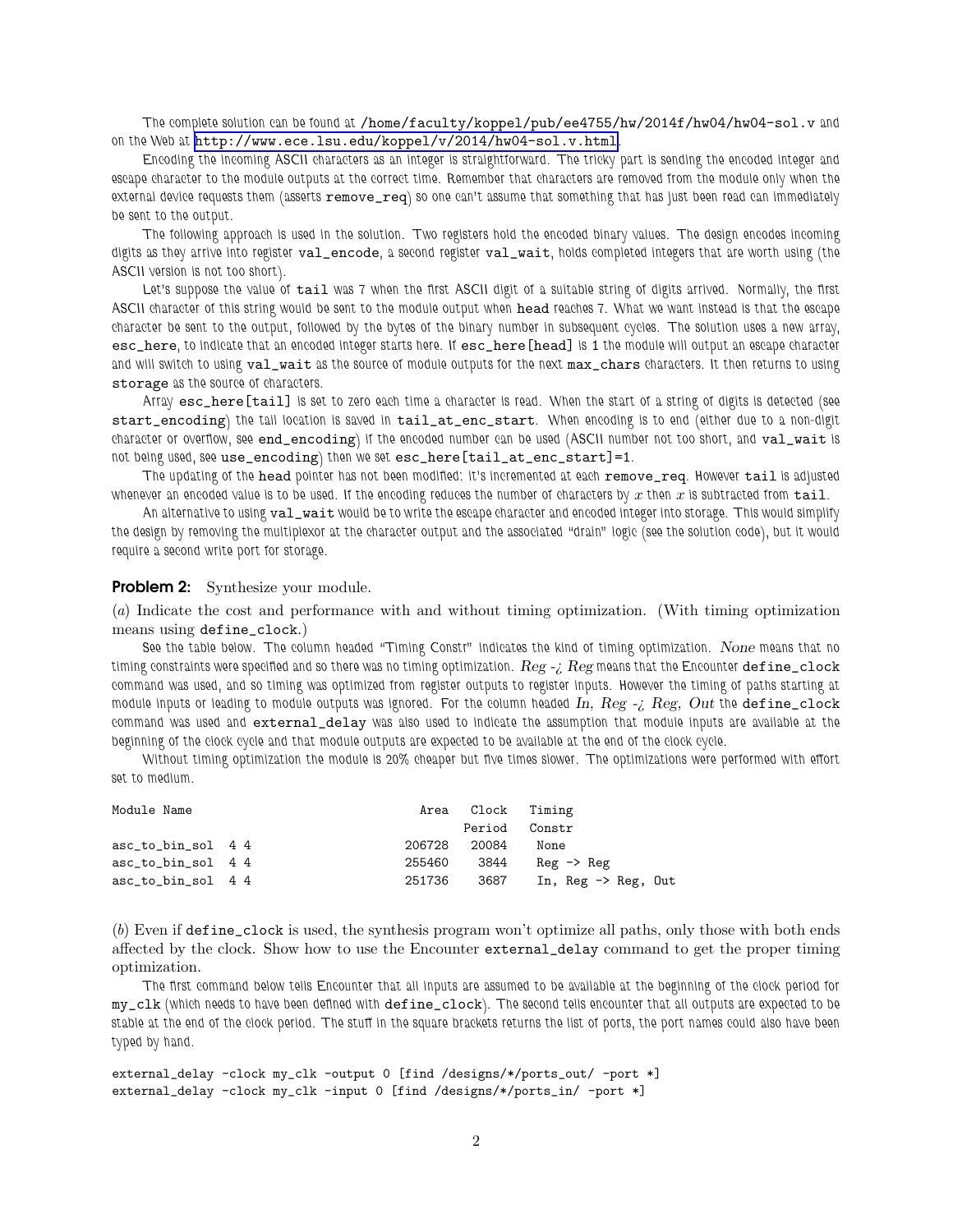The complete solution can be found at /home/faculty/koppel/pub/ee4755/hw/2014f/hw04/hw04-sol.v and on the Web at http://www.ece.lsu.edu/koppel/v/2014/hw04-sol.v.html.

Encoding the incoming ASCII characters as an integer is straightforward. The tricky part is sending the encoded integer and escape character to the module outputs at the correct time. Remember that characters are removed from the module only when the external device requests them (asserts remove_req) so one can't assume that something that has just been read can immediately be sent to the output.

The following approach is used in the solution. Two registers hold the encoded binary values. The design encodes incoming digits as they arrive into register val_encode, a second register val_wait, holds completed integers that are worth using (the ASCII version is not too short).

Let's suppose the value of tail was 7 when the first ASCII digit of a suitable string of digits arrived. Normally, the first ASCII character of this string would be sent to the module output when head reaches 7. What we want instead is that the escape character be sent to the output, followed by the bytes of the binary number in subsequent cycles. The solution uses a new array, esc_here, to indicate that an encoded integer starts here. If esc_here[head] is 1 the module will output an escape character and will switch to using val_wait as the source of module outputs for the next max_chars characters. It then returns to using storage as the source of characters.

Array esc_here[tail] is set to zero each time a character is read. When the start of a string of digits is detected (see start_encoding) the tail location is saved in tail_at_enc_start. When encoding is to end (either due to a non-digit character or overflow, see end_encoding) if the encoded number can be used (ASCII number not too short, and val_wait is not being used, see use_encoding) then we set esc_here[tail_at_enc_start]=1.

The updating of the head pointer has not been modified: it's incremented at each remove_req. However tail is adjusted whenever an encoded value is to be used. If the encoding reduces the number of characters by $x$ then $x$ is subtracted from tail.

An alternative to using val_wait would be to write the escape character and encoded integer into storage. This would simplify the design by removing the multiplexor at the character output and the associated "drain" logic (see the solution code), but it would require a second write port for storage.

**Problem 2:** Synthesize your module.

(*a*) Indicate the cost and performance with and without timing optimization. (With timing optimization means using define_clock.)

See the table below. The column headed "Timing Constr" indicates the kind of timing optimization. *None* means that no timing constraints were specified and so there was no timing optimization. *Reg -> Reg* means that the Encounter define_clock command was used, and so timing was optimized from register outputs to register inputs. However the timing of paths starting at module inputs or leading to module outputs was ignored. For the column headed *In, Reg -> Reg, Out* the define_clock command was used and external_delay was also used to indicate the assumption that module inputs are available at the beginning of the clock cycle and that module outputs are expected to be available at the end of the clock cycle.

Without timing optimization the module is 20% cheaper but five times slower. The optimizations were performed with effort set to medium.

| Module Name | Area | Clock Period | Timing Constr |
|---|---|---|---|
| asc_to_bin_sol 4 4 | 206728 | 20084 | None |
| asc_to_bin_sol 4 4 | 255460 | 3844 | Reg -> Reg |
| asc_to_bin_sol 4 4 | 251736 | 3687 | In, Reg -> Reg, Out |

(*b*) Even if define_clock is used, the synthesis program won't optimize all paths, only those with both ends affected by the clock. Show how to use the Encounter external_delay command to get the proper timing optimization.

The first command below tells Encounter that all inputs are assumed to be available at the beginning of the clock period for my_clk (which needs to have been defined with define_clock). The second tells encounter that all outputs are expected to be stable at the end of the clock period. The stuff in the square brackets returns the list of ports, the port names could also have been typed by hand.

```
external_delay -clock my_clk -output 0 [find /designs/*/ports_out/ -port *]
external_delay -clock my_clk -input 0 [find /designs/*/ports_in/ -port *]
```